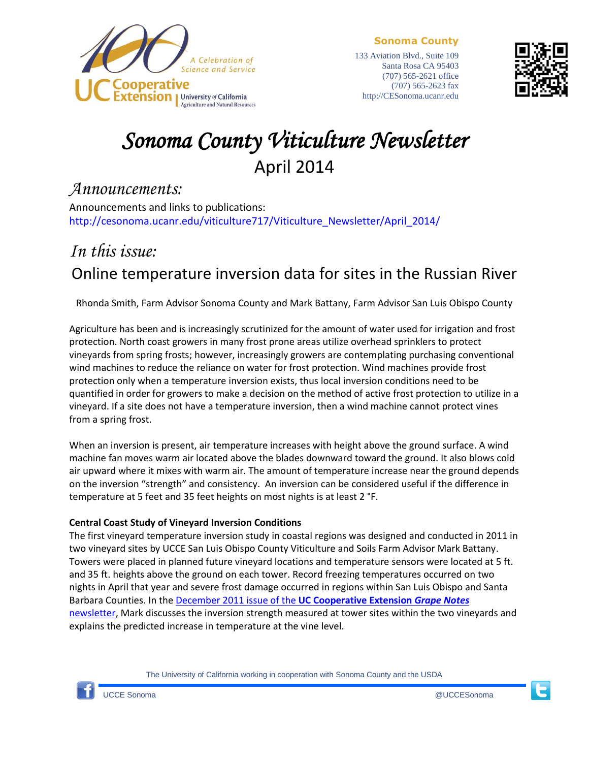UC Cooperative Extension | University of California, Agriculture and Natural Resources — A Celebration of Science and Service

**Sonoma County**
133 Aviation Blvd., Suite 109
Santa Rosa CA 95403
(707) 565-2621 office
(707) 565-2623 fax
http://CESonoma.ucanr.edu

# *Sonoma County Viticulture Newsletter*

April 2014

## *Announcements:*

Announcements and links to publications:
http://cesonoma.ucanr.edu/viticulture717/Viticulture_Newsletter/April_2014/

## *In this issue:*

## Online temperature inversion data for sites in the Russian River

Rhonda Smith, Farm Advisor Sonoma County and Mark Battany, Farm Advisor San Luis Obispo County

Agriculture has been and is increasingly scrutinized for the amount of water used for irrigation and frost protection. North coast growers in many frost prone areas utilize overhead sprinklers to protect vineyards from spring frosts; however, increasingly growers are contemplating purchasing conventional wind machines to reduce the reliance on water for frost protection. Wind machines provide frost protection only when a temperature inversion exists, thus local inversion conditions need to be quantified in order for growers to make a decision on the method of active frost protection to utilize in a vineyard. If a site does not have a temperature inversion, then a wind machine cannot protect vines from a spring frost.

When an inversion is present, air temperature increases with height above the ground surface. A wind machine fan moves warm air located above the blades downward toward the ground. It also blows cold air upward where it mixes with warm air. The amount of temperature increase near the ground depends on the inversion "strength" and consistency. An inversion can be considered useful if the difference in temperature at 5 feet and 35 feet heights on most nights is at least 2 °F.

### Central Coast Study of Vineyard Inversion Conditions

The first vineyard temperature inversion study in coastal regions was designed and conducted in 2011 in two vineyard sites by UCCE San Luis Obispo County Viticulture and Soils Farm Advisor Mark Battany. Towers were placed in planned future vineyard locations and temperature sensors were located at 5 ft. and 35 ft. heights above the ground on each tower. Record freezing temperatures occurred on two nights in April that year and severe frost damage occurred in regions within San Luis Obispo and Santa Barbara Counties. In the December 2011 issue of the **UC Cooperative Extension *Grape Notes*** newsletter, Mark discusses the inversion strength measured at tower sites within the two vineyards and explains the predicted increase in temperature at the vine level.

The University of California working in cooperation with Sonoma County and the USDA

UCCE Sonoma @UCCESonoma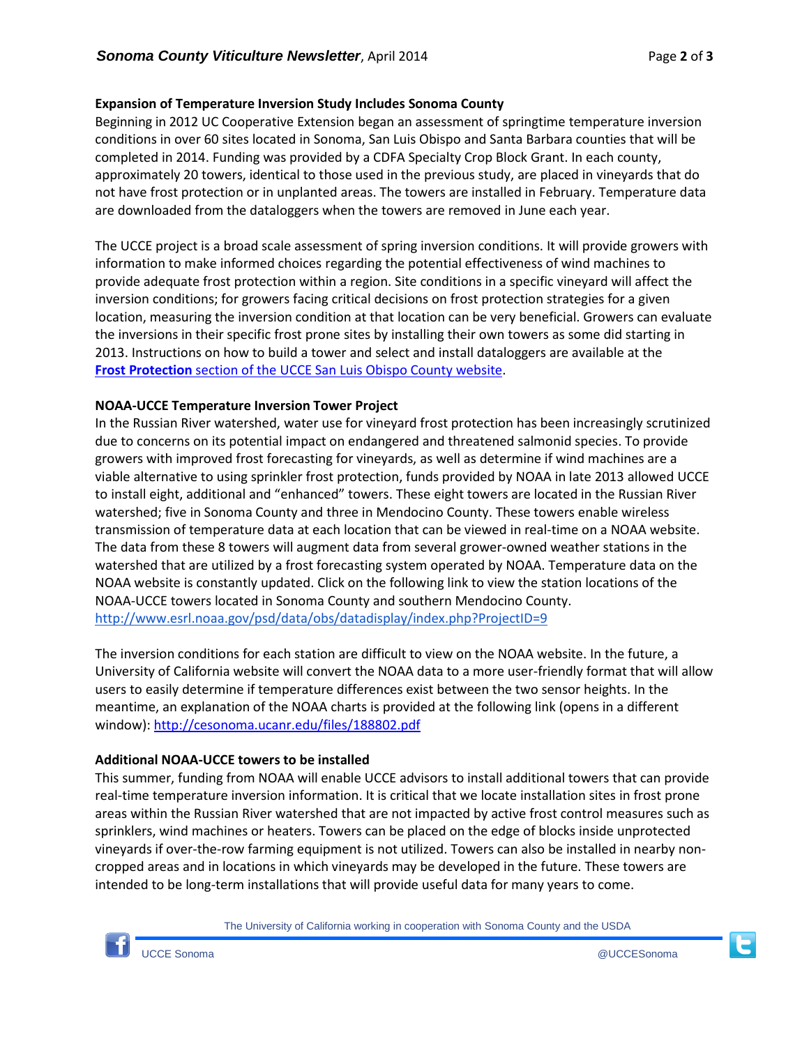**Expansion of Temperature Inversion Study Includes Sonoma County**

Beginning in 2012 UC Cooperative Extension began an assessment of springtime temperature inversion conditions in over 60 sites located in Sonoma, San Luis Obispo and Santa Barbara counties that will be completed in 2014. Funding was provided by a CDFA Specialty Crop Block Grant. In each county, approximately 20 towers, identical to those used in the previous study, are placed in vineyards that do not have frost protection or in unplanted areas. The towers are installed in February. Temperature data are downloaded from the dataloggers when the towers are removed in June each year.

The UCCE project is a broad scale assessment of spring inversion conditions. It will provide growers with information to make informed choices regarding the potential effectiveness of wind machines to provide adequate frost protection within a region. Site conditions in a specific vineyard will affect the inversion conditions; for growers facing critical decisions on frost protection strategies for a given location, measuring the inversion condition at that location can be very beneficial. Growers can evaluate the inversions in their specific frost prone sites by installing their own towers as some did starting in 2013. Instructions on how to build a tower and select and install dataloggers are available at the **Frost Protection** section of the UCCE San Luis Obispo County website.

**NOAA-UCCE Temperature Inversion Tower Project**

In the Russian River watershed, water use for vineyard frost protection has been increasingly scrutinized due to concerns on its potential impact on endangered and threatened salmonid species. To provide growers with improved frost forecasting for vineyards, as well as determine if wind machines are a viable alternative to using sprinkler frost protection, funds provided by NOAA in late 2013 allowed UCCE to install eight, additional and "enhanced" towers. These eight towers are located in the Russian River watershed; five in Sonoma County and three in Mendocino County. These towers enable wireless transmission of temperature data at each location that can be viewed in real-time on a NOAA website. The data from these 8 towers will augment data from several grower-owned weather stations in the watershed that are utilized by a frost forecasting system operated by NOAA. Temperature data on the NOAA website is constantly updated. Click on the following link to view the station locations of the NOAA-UCCE towers located in Sonoma County and southern Mendocino County.
http://www.esrl.noaa.gov/psd/data/obs/datadisplay/index.php?ProjectID=9

The inversion conditions for each station are difficult to view on the NOAA website. In the future, a University of California website will convert the NOAA data to a more user-friendly format that will allow users to easily determine if temperature differences exist between the two sensor heights. In the meantime, an explanation of the NOAA charts is provided at the following link (opens in a different window): http://cesonoma.ucanr.edu/files/188802.pdf

**Additional NOAA-UCCE towers to be installed**

This summer, funding from NOAA will enable UCCE advisors to install additional towers that can provide real-time temperature inversion information. It is critical that we locate installation sites in frost prone areas within the Russian River watershed that are not impacted by active frost control measures such as sprinklers, wind machines or heaters. Towers can be placed on the edge of blocks inside unprotected vineyards if over-the-row farming equipment is not utilized. Towers can also be installed in nearby non-cropped areas and in locations in which vineyards may be developed in the future. These towers are intended to be long-term installations that will provide useful data for many years to come.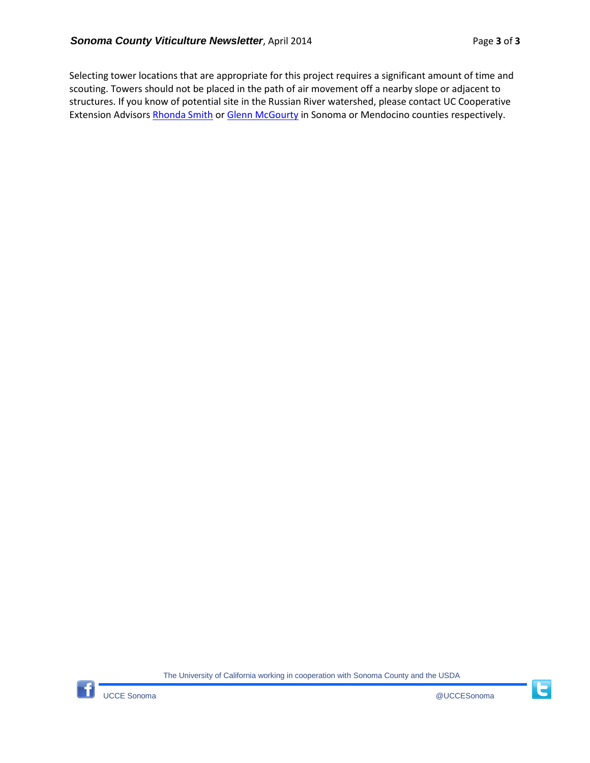Selecting tower locations that are appropriate for this project requires a significant amount of time and scouting. Towers should not be placed in the path of air movement off a nearby slope or adjacent to structures. If you know of potential site in the Russian River watershed, please contact UC Cooperative Extension Advisors Rhonda Smith or Glenn McGourty in Sonoma or Mendocino counties respectively.